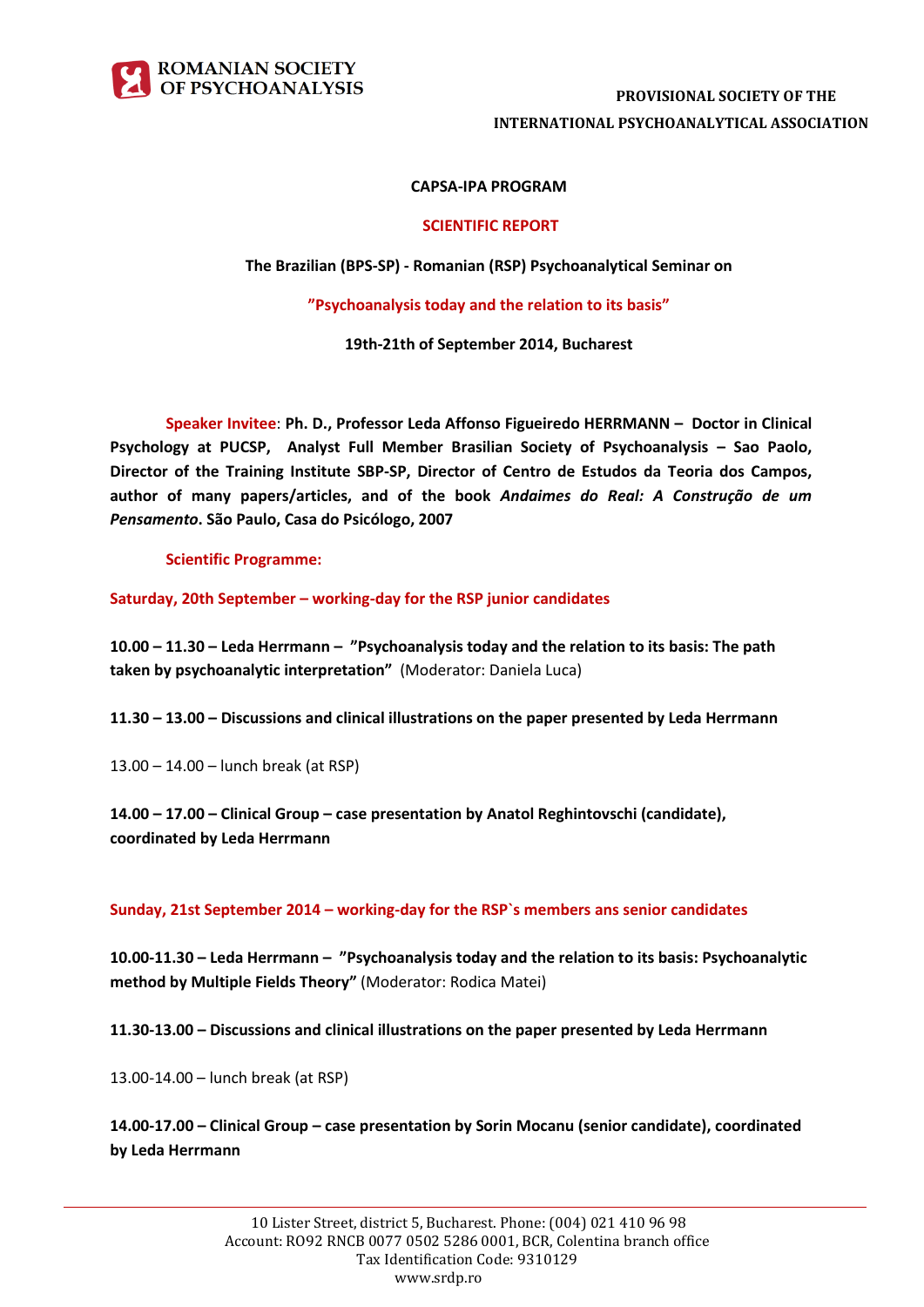ROMANIAN SOCIETY OF PSYCHOANALYSIS

**PROVISIONAL SOCIETY OF THE INTERNATIONAL PSYCHOANALYTICAL ASSOCIATION**

**CAPSA-IPA PROGRAM**

# SCIENTIFIC REPORT

**The Brazilian (BPS-SP) - Romanian (RSP) Psychoanalytical Seminar on**

**"Psychoanalysis today and the relation to its basis"**

**19th-21th of September 2014, Bucharest**

**Speaker Invitee**: **Ph. D., Professor Leda Affonso Figueiredo HERRMANN – Doctor in Clinical Psychology at PUCSP, Analyst Full Member Brasilian Society of Psychoanalysis – Sao Paolo, Director of the Training Institute SBP-SP, Director of Centro de Estudos da Teoria dos Campos, author of many papers/articles, and of the book *Andaimes do Real: A Construção de um Pensamento*. São Paulo, Casa do Psicólogo, 2007**

**Scientific Programme:**

**Saturday, 20th September – working-day for the RSP junior candidates**

**10.00 – 11.30 – Leda Herrmann – "Psychoanalysis today and the relation to its basis: The path taken by psychoanalytic interpretation"** (Moderator: Daniela Luca)

**11.30 – 13.00 – Discussions and clinical illustrations on the paper presented by Leda Herrmann**

13.00 – 14.00 – lunch break (at RSP)

**14.00 – 17.00 – Clinical Group – case presentation by Anatol Reghintovschi (candidate), coordinated by Leda Herrmann**

**Sunday, 21st September 2014 – working-day for the RSP`s members ans senior candidates**

**10.00-11.30 – Leda Herrmann – "Psychoanalysis today and the relation to its basis: Psychoanalytic method by Multiple Fields Theory"** (Moderator: Rodica Matei)

**11.30-13.00 – Discussions and clinical illustrations on the paper presented by Leda Herrmann**

13.00-14.00 – lunch break (at RSP)

**14.00-17.00 – Clinical Group – case presentation by Sorin Mocanu (senior candidate), coordinated by Leda Herrmann**

10 Lister Street, district 5, Bucharest. Phone: (004) 021 410 96 98
Account: RO92 RNCB 0077 0502 5286 0001, BCR, Colentina branch office
Tax Identification Code: 9310129
www.srdp.ro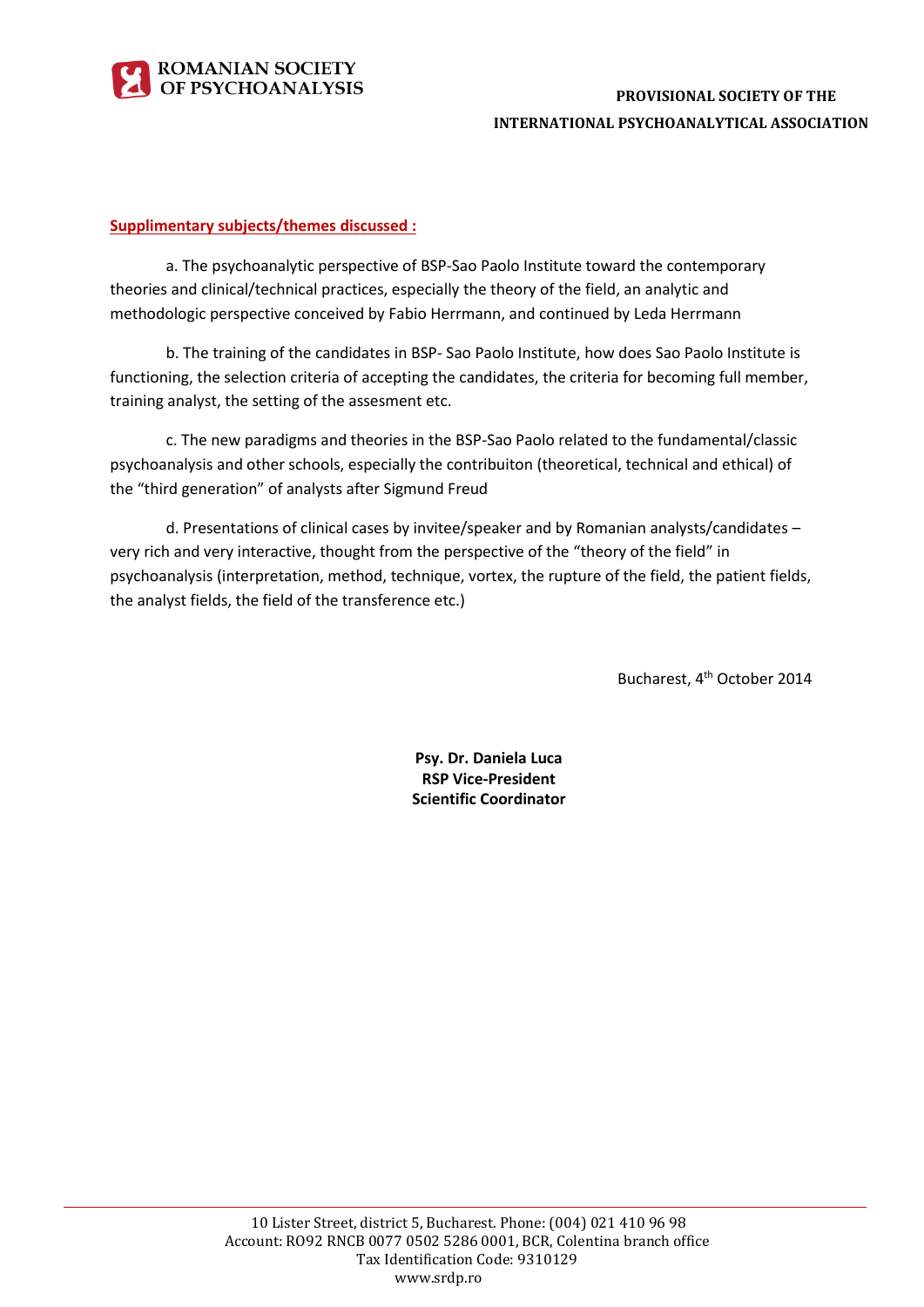ROMANIAN SOCIETY OF PSYCHOANALYSIS

**PROVISIONAL SOCIETY OF THE INTERNATIONAL PSYCHOANALYTICAL ASSOCIATION**

**Supplimentary subjects/themes discussed :**

a. The psychoanalytic perspective of BSP-Sao Paolo Institute toward the contemporary theories and clinical/technical practices, especially the theory of the field, an analytic and methodologic perspective conceived by Fabio Herrmann, and continued by Leda Herrmann

b. The training of the candidates in BSP- Sao Paolo Institute, how does Sao Paolo Institute is functioning, the selection criteria of accepting the candidates, the criteria for becoming full member, training analyst, the setting of the assesment etc.

c. The new paradigms and theories in the BSP-Sao Paolo related to the fundamental/classic psychoanalysis and other schools, especially the contribuiton (theoretical, technical and ethical) of the "third generation" of analysts after Sigmund Freud

d. Presentations of clinical cases by invitee/speaker and by Romanian analysts/candidates – very rich and very interactive, thought from the perspective of the "theory of the field" in psychoanalysis (interpretation, method, technique, vortex, the rupture of the field, the patient fields, the analyst fields, the field of the transference etc.)

Bucharest, 4th October 2014

**Psy. Dr. Daniela Luca**
**RSP Vice-President**
**Scientific Coordinator**

10 Lister Street, district 5, Bucharest. Phone: (004) 021 410 96 98
Account: RO92 RNCB 0077 0502 5286 0001, BCR, Colentina branch office
Tax Identification Code: 9310129
www.srdp.ro